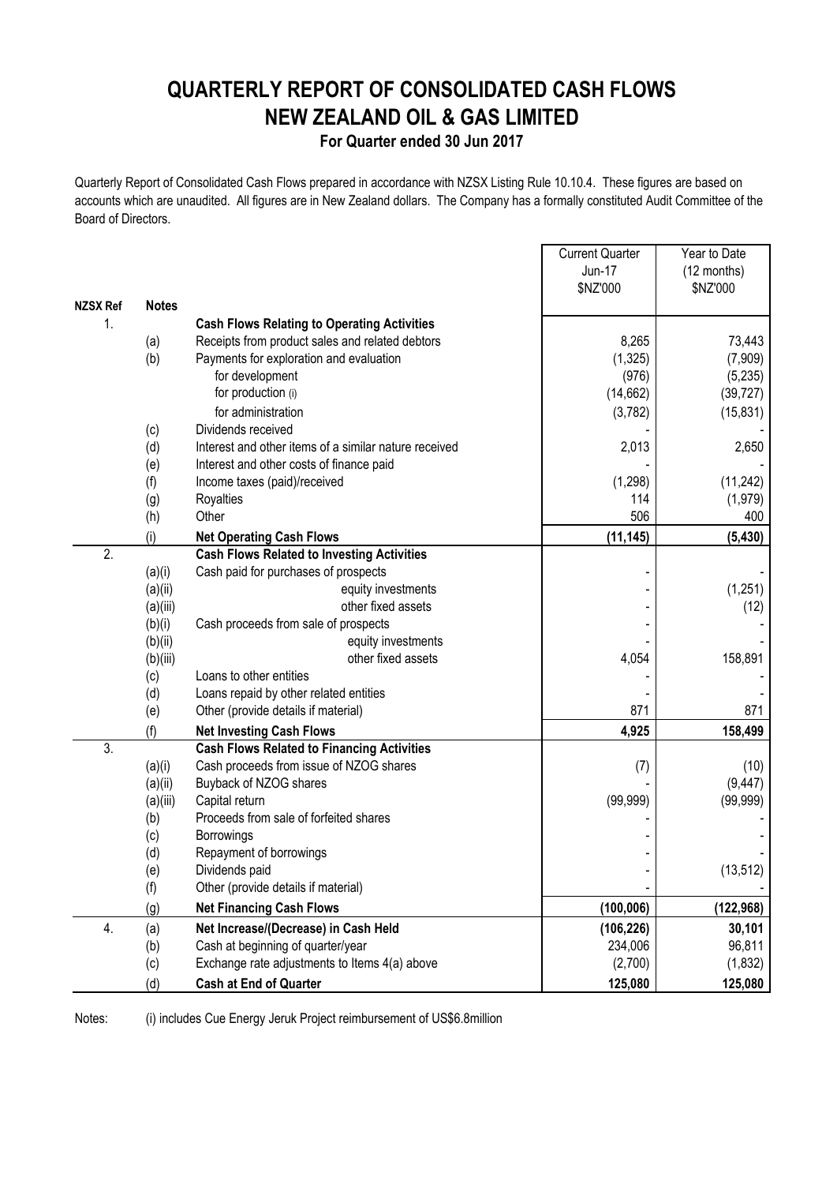# QUARTERLY REPORT OF CONSOLIDATED CASH FLOWS
# NEW ZEALAND OIL & GAS LIMITED
## For Quarter ended 30 Jun 2017

Quarterly Report of Consolidated Cash Flows prepared in accordance with NZSX Listing Rule 10.10.4. These figures are based on accounts which are unaudited. All figures are in New Zealand dollars. The Company has a formally constituted Audit Committee of the Board of Directors.

| NZSX Ref | Notes | | Current Quarter Jun-17 $NZ'000 | Year to Date (12 months) $NZ'000 |
|---|---|---|---|---|
| 1. | | **Cash Flows Relating to Operating Activities** | | |
| | (a) | Receipts from product sales and related debtors | 8,265 | 73,443 |
| | (b) | Payments for exploration and evaluation | (1,325) | (7,909) |
| | | for development | (976) | (5,235) |
| | | for production (i) | (14,662) | (39,727) |
| | | for administration | (3,782) | (15,831) |
| | (c) | Dividends received | - | - |
| | (d) | Interest and other items of a similar nature received | 2,013 | 2,650 |
| | (e) | Interest and other costs of finance paid | - | - |
| | (f) | Income taxes (paid)/received | (1,298) | (11,242) |
| | (g) | Royalties | 114 | (1,979) |
| | (h) | Other | 506 | 400 |
| | (i) | **Net Operating Cash Flows** | **(11,145)** | **(5,430)** |
| 2. | | **Cash Flows Related to Investing Activities** | | |
| | (a)(i) | Cash paid for purchases of prospects | - | - |
| | (a)(ii) | equity investments | - | (1,251) |
| | (a)(iii) | other fixed assets | - | (12) |
| | (b)(i) | Cash proceeds from sale of prospects | - | - |
| | (b)(ii) | equity investments | - | - |
| | (b)(iii) | other fixed assets | 4,054 | 158,891 |
| | (c) | Loans to other entities | - | - |
| | (d) | Loans repaid by other related entities | - | - |
| | (e) | Other (provide details if material) | 871 | 871 |
| | (f) | **Net Investing Cash Flows** | **4,925** | **158,499** |
| 3. | | **Cash Flows Related to Financing Activities** | | |
| | (a)(i) | Cash proceeds from issue of NZOG shares | (7) | (10) |
| | (a)(ii) | Buyback of NZOG shares | - | (9,447) |
| | (a)(iii) | Capital return | (99,999) | (99,999) |
| | (b) | Proceeds from sale of forfeited shares | - | - |
| | (c) | Borrowings | - | - |
| | (d) | Repayment of borrowings | - | - |
| | (e) | Dividends paid | - | (13,512) |
| | (f) | Other (provide details if material) | - | - |
| | (g) | **Net Financing Cash Flows** | **(100,006)** | **(122,968)** |
| 4. | (a) | **Net Increase/(Decrease) in Cash Held** | **(106,226)** | **30,101** |
| | (b) | Cash at beginning of quarter/year | 234,006 | 96,811 |
| | (c) | Exchange rate adjustments to Items 4(a) above | (2,700) | (1,832) |
| | (d) | **Cash at End of Quarter** | **125,080** | **125,080** |

Notes: (i) includes Cue Energy Jeruk Project reimbursement of US$6.8million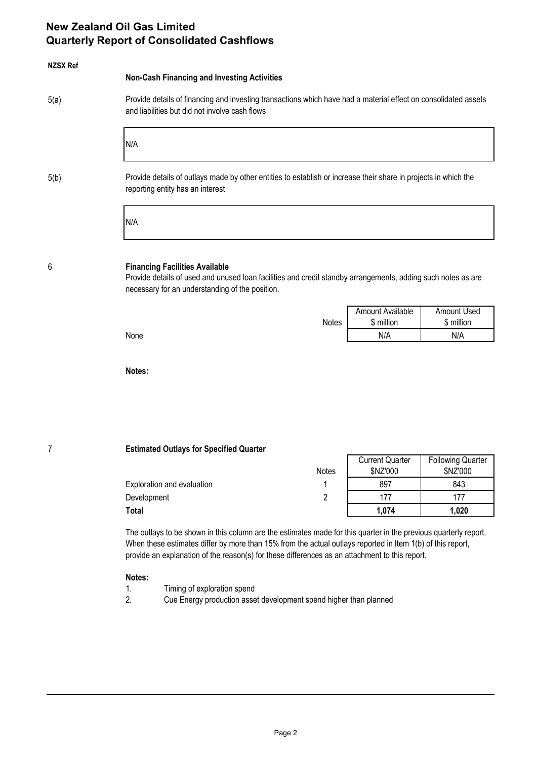# New Zealand Oil Gas Limited
## Quarterly Report of Consolidated Cashflows

**NZSX Ref**

**Non-Cash Financing and Investing Activities**

5(a) Provide details of financing and investing transactions which have had a material effect on consolidated assets and liabilities but did not involve cash flows

N/A

5(b) Provide details of outlays made by other entities to establish or increase their share in projects in which the reporting entity has an interest

N/A

6 **Financing Facilities Available**

Provide details of used and unused loan facilities and credit standby arrangements, adding such notes as are necessary for an understanding of the position.

| | Notes | Amount Available $ million | Amount Used $ million |
|---|---|---|---|
| None | | N/A | N/A |

**Notes:**

7 **Estimated Outlays for Specified Quarter**

| | Notes | Current Quarter $NZ'000 | Following Quarter $NZ'000 |
|---|---|---|---|
| Exploration and evaluation | 1 | 897 | 843 |
| Development | 2 | 177 | 177 |
| **Total** | | **1,074** | **1,020** |

The outlays to be shown in this column are the estimates made for this quarter in the previous quarterly report. When these estimates differ by more than 15% from the actual outlays reported in Item 1(b) of this report, provide an explanation of the reason(s) for these differences as an attachment to this report.

**Notes:**

1. Timing of exploration spend
2. Cue Energy production asset development spend higher than planned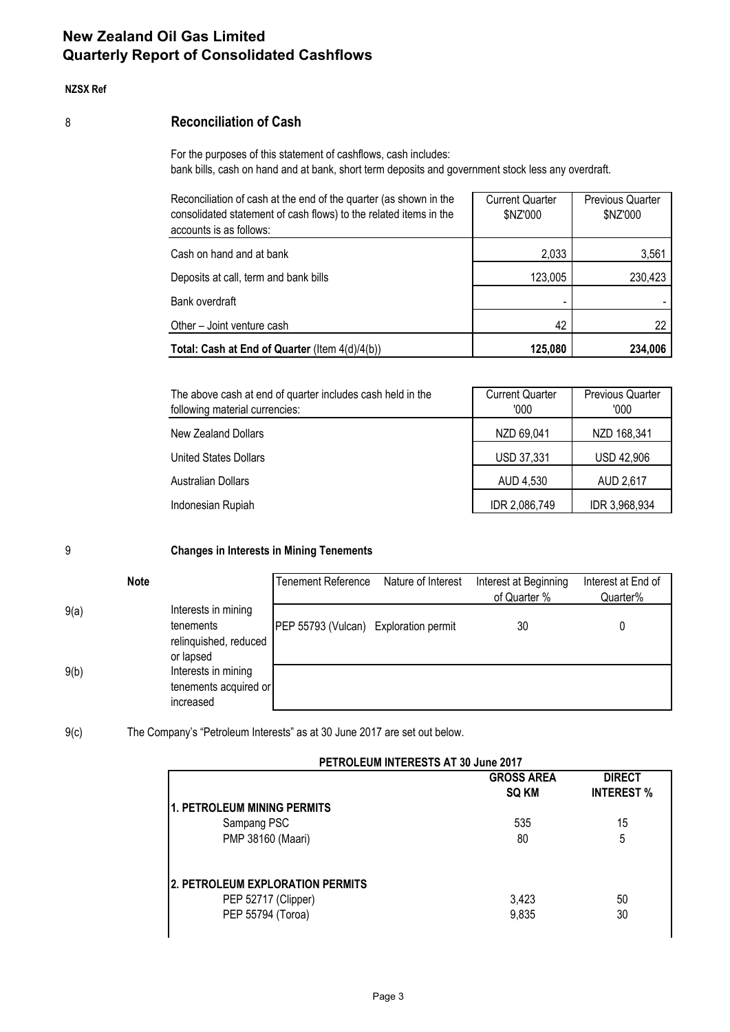# New Zealand Oil Gas Limited
# Quarterly Report of Consolidated Cashflows

**NZSX Ref**

8 **Reconciliation of Cash**

For the purposes of this statement of cashflows, cash includes:
bank bills, cash on hand and at bank, short term deposits and government stock less any overdraft.

| Reconciliation of cash at the end of the quarter (as shown in the consolidated statement of cash flows) to the related items in the accounts is as follows: | Current Quarter \$NZ'000 | Previous Quarter \$NZ'000 |
|---|---|---|
| Cash on hand and at bank | 2,033 | 3,561 |
| Deposits at call, term and bank bills | 123,005 | 230,423 |
| Bank overdraft | - | - |
| Other – Joint venture cash | 42 | 22 |
| **Total: Cash at End of Quarter** (Item 4(d)/4(b)) | **125,080** | **234,006** |

| The above cash at end of quarter includes cash held in the following material currencies: | Current Quarter '000 | Previous Quarter '000 |
|---|---|---|
| New Zealand Dollars | NZD 69,041 | NZD 168,341 |
| United States Dollars | USD 37,331 | USD 42,906 |
| Australian Dollars | AUD 4,530 | AUD 2,617 |
| Indonesian Rupiah | IDR 2,086,749 | IDR 3,968,934 |

9 **Changes in Interests in Mining Tenements**

| Note | | Tenement Reference | Nature of Interest | Interest at Beginning of Quarter % | Interest at End of Quarter% |
|---|---|---|---|---|---|
| 9(a) | Interests in mining tenements relinquished, reduced or lapsed | PEP 55793 (Vulcan) | Exploration permit | 30 | 0 |
| 9(b) | Interests in mining tenements acquired or increased | | | | |

9(c) The Company's "Petroleum Interests" as at 30 June 2017 are set out below.

**PETROLEUM INTERESTS AT 30 June 2017**

| | GROSS AREA SQ KM | DIRECT INTEREST % |
|---|---|---|
| **1. PETROLEUM MINING PERMITS** | | |
| Sampang PSC | 535 | 15 |
| PMP 38160 (Maari) | 80 | 5 |
| **2. PETROLEUM EXPLORATION PERMITS** | | |
| PEP 52717 (Clipper) | 3,423 | 50 |
| PEP 55794 (Toroa) | 9,835 | 30 |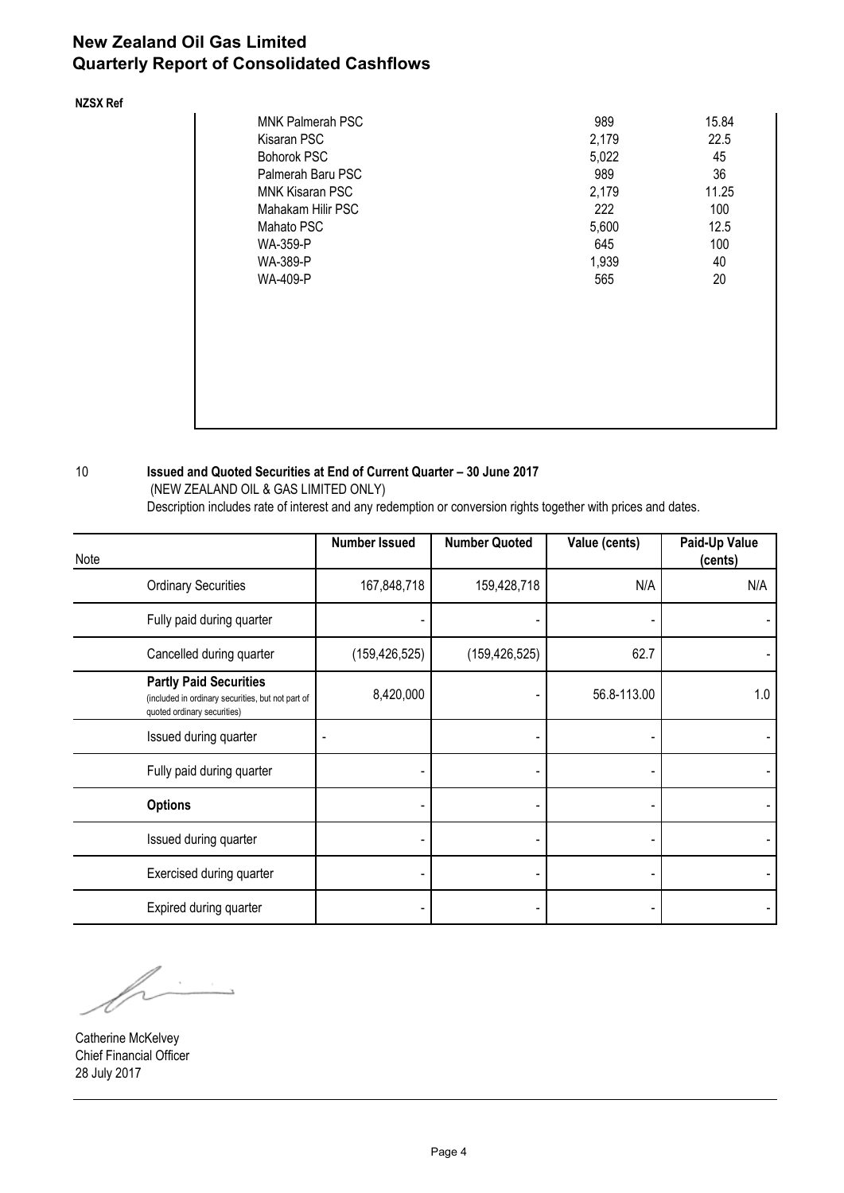# New Zealand Oil Gas Limited
## Quarterly Report of Consolidated Cashflows

**NZSX Ref**

| | | |
|---|---|---|
| MNK Palmerah PSC | 989 | 15.84 |
| Kisaran PSC | 2,179 | 22.5 |
| Bohorok PSC | 5,022 | 45 |
| Palmerah Baru PSC | 989 | 36 |
| MNK Kisaran PSC | 2,179 | 11.25 |
| Mahakam Hilir PSC | 222 | 100 |
| Mahato PSC | 5,600 | 12.5 |
| WA-359-P | 645 | 100 |
| WA-389-P | 1,939 | 40 |
| WA-409-P | 565 | 20 |

10 **Issued and Quoted Securities at End of Current Quarter – 30 June 2017**
(NEW ZEALAND OIL & GAS LIMITED ONLY)
Description includes rate of interest and any redemption or conversion rights together with prices and dates.

| Note | | Number Issued | Number Quoted | Value (cents) | Paid-Up Value (cents) |
|---|---|---|---|---|---|
| | Ordinary Securities | 167,848,718 | 159,428,718 | N/A | N/A |
| | Fully paid during quarter | - | - | - | - |
| | Cancelled during quarter | (159,426,525) | (159,426,525) | 62.7 | - |
| | **Partly Paid Securities** (included in ordinary securities, but not part of quoted ordinary securities) | 8,420,000 | - | 56.8-113.00 | 1.0 |
| | Issued during quarter | - | - | - | - |
| | Fully paid during quarter | - | - | - | - |
| | **Options** | - | - | - | - |
| | Issued during quarter | - | - | - | - |
| | Exercised during quarter | - | - | - | - |
| | Expired during quarter | - | - | - | - |

Catherine McKelvey
Chief Financial Officer
28 July 2017